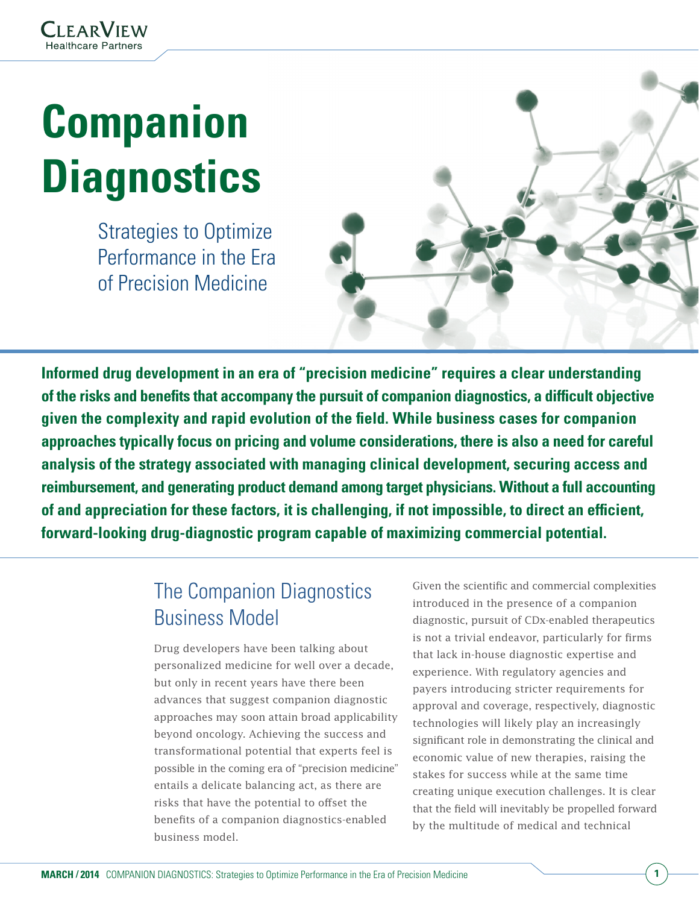# Companion Diagnostics

Strategies to Optimize Performance in the Era of Precision Medicine

**Informed drug development in an era of "precision medicine" requires a clear understanding of the risks and benefits that accompany the pursuit of companion diagnostics, a difficult objective given the complexity and rapid evolution of the field. While business cases for companion approaches typically focus on pricing and volume considerations, there is also a need for careful analysis of the strategy associated with managing clinical development, securing access and reimbursement, and generating product demand among target physicians. Without a full accounting of and appreciation for these factors, it is challenging, if not impossible, to direct an efficient, forward-looking drug-diagnostic program capable of maximizing commercial potential.**

## The Companion Diagnostics Business Model

Drug developers have been talking about personalized medicine for well over a decade, but only in recent years have there been advances that suggest companion diagnostic approaches may soon attain broad applicability beyond oncology. Achieving the success and transformational potential that experts feel is possible in the coming era of "precision medicine" entails a delicate balancing act, as there are risks that have the potential to offset the benefits of a companion diagnostics-enabled business model.

Given the scientific and commercial complexities introduced in the presence of a companion diagnostic, pursuit of CDx-enabled therapeutics is not a trivial endeavor, particularly for firms that lack in-house diagnostic expertise and experience. With regulatory agencies and payers introducing stricter requirements for approval and coverage, respectively, diagnostic technologies will likely play an increasingly significant role in demonstrating the clinical and economic value of new therapies, raising the stakes for success while at the same time creating unique execution challenges. It is clear that the field will inevitably be propelled forward by the multitude of medical and technical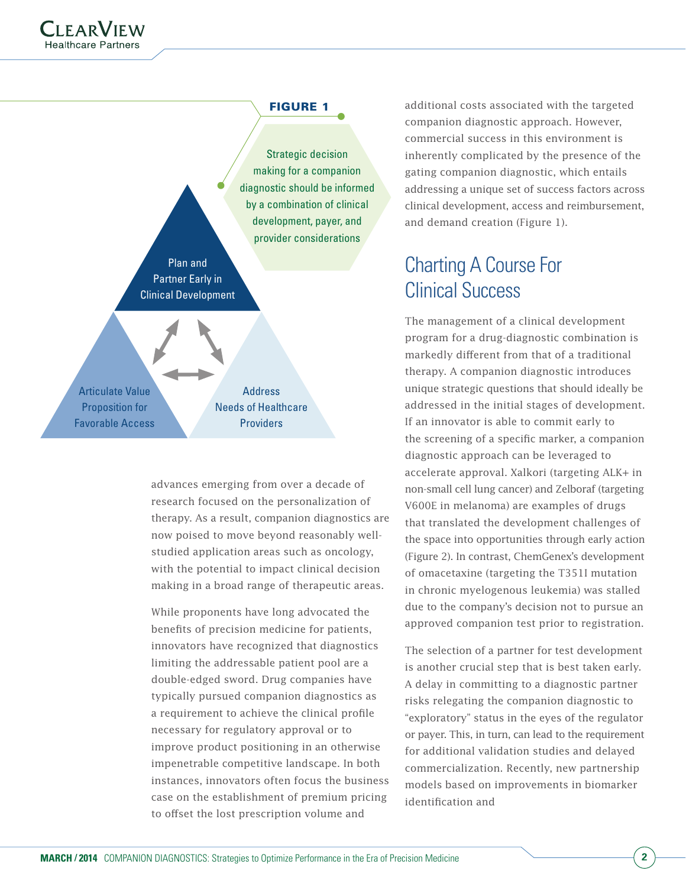**FIGURE 1**

Strategic decision making for a companion diagnostic should be informed by a combination of clinical development, payer, and provider considerations

Plan and Partner Early in Clinical Development

Articulate Value Proposition for Favorable Access

Address Needs of Healthcare Providers

advances emerging from over a decade of research focused on the personalization of therapy. As a result, companion diagnostics are now poised to move beyond reasonably well-studied application areas such as oncology, with the potential to impact clinical decision making in a broad range of therapeutic areas.

While proponents have long advocated the benefits of precision medicine for patients, innovators have recognized that diagnostics limiting the addressable patient pool are a double-edged sword. Drug companies have typically pursued companion diagnostics as a requirement to achieve the clinical profile necessary for regulatory approval or to improve product positioning in an otherwise impenetrable competitive landscape. In both instances, innovators often focus the business case on the establishment of premium pricing to offset the lost prescription volume and additional costs associated with the targeted companion diagnostic approach. However, commercial success in this environment is inherently complicated by the presence of the gating companion diagnostic, which entails addressing a unique set of success factors across clinical development, access and reimbursement, and demand creation (Figure 1).

## Charting A Course For Clinical Success

The management of a clinical development program for a drug-diagnostic combination is markedly different from that of a traditional therapy. A companion diagnostic introduces unique strategic questions that should ideally be addressed in the initial stages of development. If an innovator is able to commit early to the screening of a specific marker, a companion diagnostic approach can be leveraged to accelerate approval. Xalkori (targeting ALK+ in non-small cell lung cancer) and Zelboraf (targeting V600E in melanoma) are examples of drugs that translated the development challenges of the space into opportunities through early action (Figure 2). In contrast, ChemGenex's development of omacetaxine (targeting the T315I mutation in chronic myelogenous leukemia) was stalled due to the company's decision not to pursue an approved companion test prior to registration.

The selection of a partner for test development is another crucial step that is best taken early. A delay in committing to a diagnostic partner risks relegating the companion diagnostic to "exploratory" status in the eyes of the regulator or payer. This, in turn, can lead to the requirement for additional validation studies and delayed commercialization. Recently, new partnership models based on improvements in biomarker identification and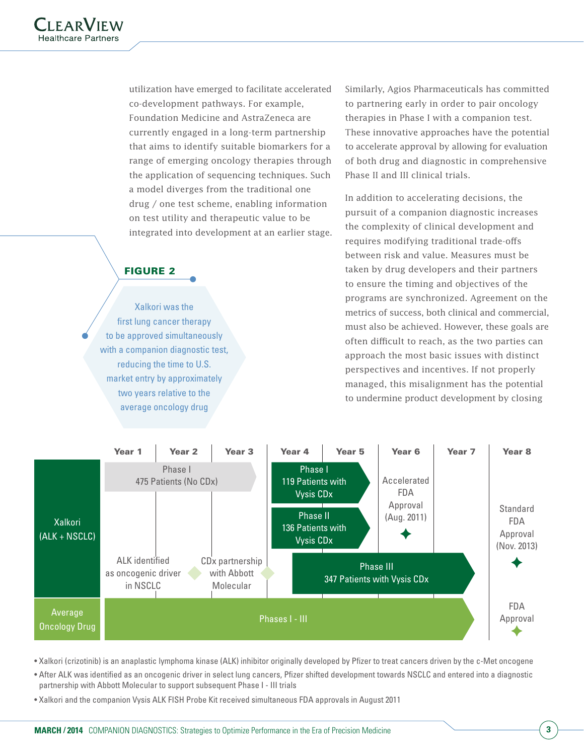utilization have emerged to facilitate accelerated co-development pathways. For example, Foundation Medicine and AstraZeneca are currently engaged in a long-term partnership that aims to identify suitable biomarkers for a range of emerging oncology therapies through the application of sequencing techniques. Such a model diverges from the traditional one drug / one test scheme, enabling information on test utility and therapeutic value to be integrated into development at an earlier stage.

**FIGURE 2**

Xalkori was the first lung cancer therapy to be approved simultaneously with a companion diagnostic test, reducing the time to U.S. market entry by approximately two years relative to the average oncology drug

Similarly, Agios Pharmaceuticals has committed to partnering early in order to pair oncology therapies in Phase I with a companion test. These innovative approaches have the potential to accelerate approval by allowing for evaluation of both drug and diagnostic in comprehensive Phase II and III clinical trials.

In addition to accelerating decisions, the pursuit of a companion diagnostic increases the complexity of clinical development and requires modifying traditional trade-offs between risk and value. Measures must be taken by drug developers and their partners to ensure the timing and objectives of the programs are synchronized. Agreement on the metrics of success, both clinical and commercial, must also be achieved. However, these goals are often difficult to reach, as the two parties can approach the most basic issues with distinct perspectives and incentives. If not properly managed, this misalignment has the potential to undermine product development by closing

| | Year 1 | Year 2 | Year 3 | Year 4 | Year 5 | Year 6 | Year 7 | Year 8 |
|---|---|---|---|---|---|---|---|---|
| Xalkori (ALK + NSCLC) | Phase I 475 Patients (No CDx) | | | Phase I 119 Patients with Vysis CDx | | Accelerated FDA Approval (Aug. 2011) | | Standard FDA Approval (Nov. 2013) |
| | | | | Phase II 136 Patients with Vysis CDx | | | | |
| | ALK identified as oncogenic driver in NSCLC | | CDx partnership with Abbott Molecular | Phase III 347 Patients with Vysis CDx | | | | |
| Average Oncology Drug | Phases I - III | | | | | | | FDA Approval |

- Xalkori (crizotinib) is an anaplastic lymphoma kinase (ALK) inhibitor originally developed by Pfizer to treat cancers driven by the c-Met oncogene
- After ALK was identified as an oncogenic driver in select lung cancers, Pfizer shifted development towards NSCLC and entered into a diagnostic partnership with Abbott Molecular to support subsequent Phase I - III trials
- Xalkori and the companion Vysis ALK FISH Probe Kit received simultaneous FDA approvals in August 2011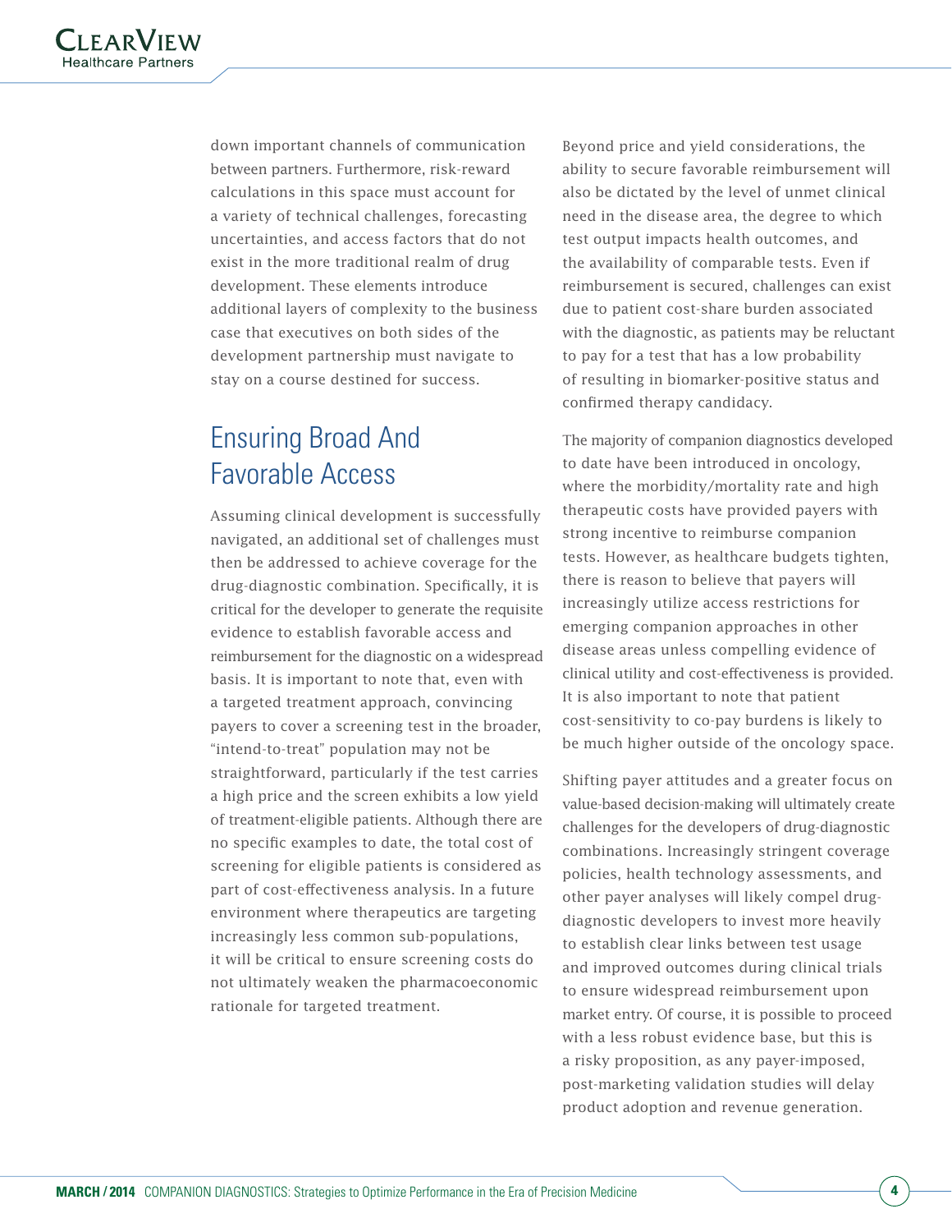down important channels of communication between partners. Furthermore, risk-reward calculations in this space must account for a variety of technical challenges, forecasting uncertainties, and access factors that do not exist in the more traditional realm of drug development. These elements introduce additional layers of complexity to the business case that executives on both sides of the development partnership must navigate to stay on a course destined for success.

## Ensuring Broad And Favorable Access

Assuming clinical development is successfully navigated, an additional set of challenges must then be addressed to achieve coverage for the drug-diagnostic combination. Specifically, it is critical for the developer to generate the requisite evidence to establish favorable access and reimbursement for the diagnostic on a widespread basis. It is important to note that, even with a targeted treatment approach, convincing payers to cover a screening test in the broader, "intend-to-treat" population may not be straightforward, particularly if the test carries a high price and the screen exhibits a low yield of treatment-eligible patients. Although there are no specific examples to date, the total cost of screening for eligible patients is considered as part of cost-effectiveness analysis. In a future environment where therapeutics are targeting increasingly less common sub-populations, it will be critical to ensure screening costs do not ultimately weaken the pharmacoeconomic rationale for targeted treatment.

Beyond price and yield considerations, the ability to secure favorable reimbursement will also be dictated by the level of unmet clinical need in the disease area, the degree to which test output impacts health outcomes, and the availability of comparable tests. Even if reimbursement is secured, challenges can exist due to patient cost-share burden associated with the diagnostic, as patients may be reluctant to pay for a test that has a low probability of resulting in biomarker-positive status and confirmed therapy candidacy.

The majority of companion diagnostics developed to date have been introduced in oncology, where the morbidity/mortality rate and high therapeutic costs have provided payers with strong incentive to reimburse companion tests. However, as healthcare budgets tighten, there is reason to believe that payers will increasingly utilize access restrictions for emerging companion approaches in other disease areas unless compelling evidence of clinical utility and cost-effectiveness is provided. It is also important to note that patient cost-sensitivity to co-pay burdens is likely to be much higher outside of the oncology space.

Shifting payer attitudes and a greater focus on value-based decision-making will ultimately create challenges for the developers of drug-diagnostic combinations. Increasingly stringent coverage policies, health technology assessments, and other payer analyses will likely compel drug-diagnostic developers to invest more heavily to establish clear links between test usage and improved outcomes during clinical trials to ensure widespread reimbursement upon market entry. Of course, it is possible to proceed with a less robust evidence base, but this is a risky proposition, as any payer-imposed, post-marketing validation studies will delay product adoption and revenue generation.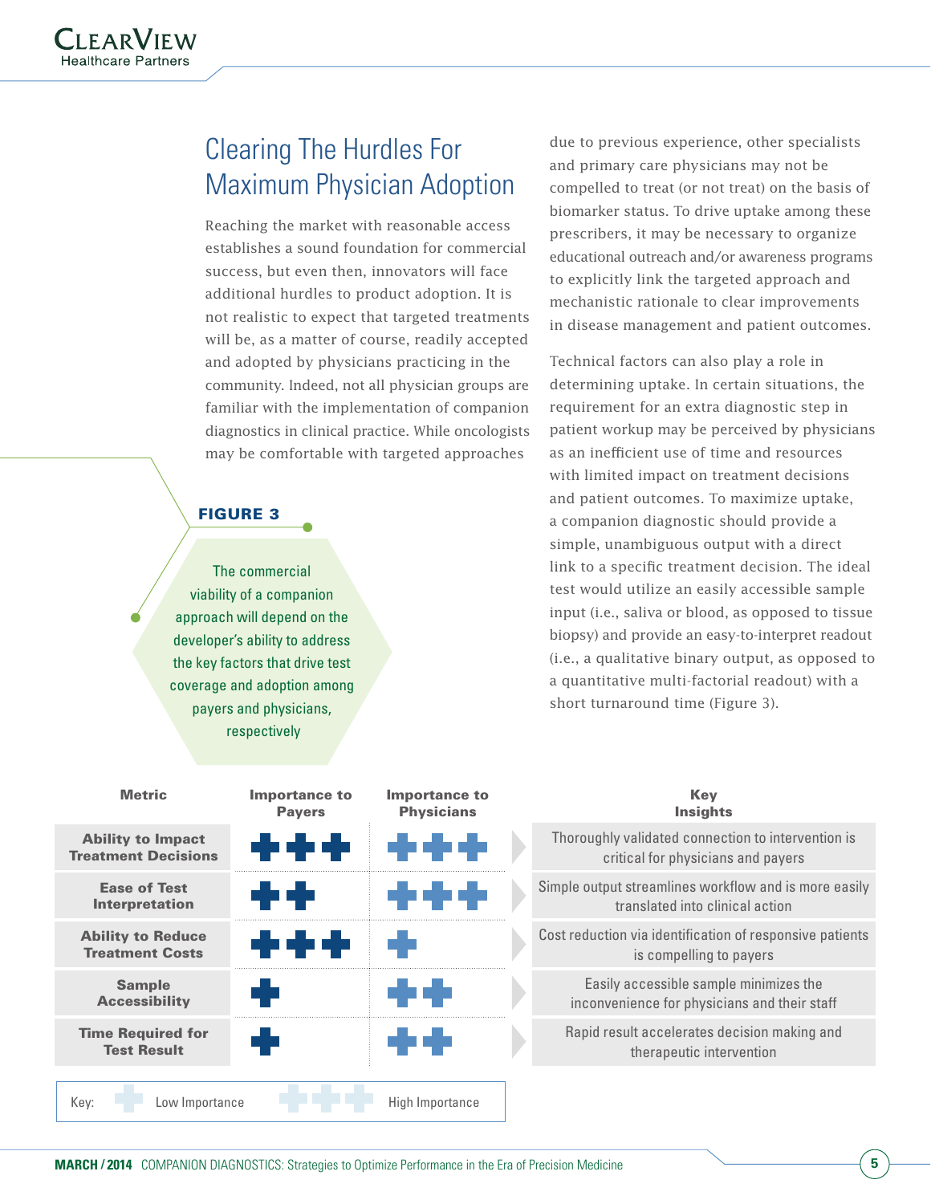## Clearing The Hurdles For Maximum Physician Adoption

Reaching the market with reasonable access establishes a sound foundation for commercial success, but even then, innovators will face additional hurdles to product adoption. It is not realistic to expect that targeted treatments will be, as a matter of course, readily accepted and adopted by physicians practicing in the community. Indeed, not all physician groups are familiar with the implementation of companion diagnostics in clinical practice. While oncologists may be comfortable with targeted approaches due to previous experience, other specialists and primary care physicians may not be compelled to treat (or not treat) on the basis of biomarker status. To drive uptake among these prescribers, it may be necessary to organize educational outreach and/or awareness programs to explicitly link the targeted approach and mechanistic rationale to clear improvements in disease management and patient outcomes.

Technical factors can also play a role in determining uptake. In certain situations, the requirement for an extra diagnostic step in patient workup may be perceived by physicians as an inefficient use of time and resources with limited impact on treatment decisions and patient outcomes. To maximize uptake, a companion diagnostic should provide a simple, unambiguous output with a direct link to a specific treatment decision. The ideal test would utilize an easily accessible sample input (i.e., saliva or blood, as opposed to tissue biopsy) and provide an easy-to-interpret readout (i.e., a qualitative binary output, as opposed to a quantitative multi-factorial readout) with a short turnaround time (Figure 3).

**FIGURE 3**

The commercial viability of a companion approach will depend on the developer's ability to address the key factors that drive test coverage and adoption among payers and physicians, respectively

| Metric | Importance to Payers | Importance to Physicians | Key Insights |
|---|---|---|---|
| Ability to Impact Treatment Decisions | +++ | +++ | Thoroughly validated connection to intervention is critical for physicians and payers |
| Ease of Test Interpretation | ++ | +++ | Simple output streamlines workflow and is more easily translated into clinical action |
| Ability to Reduce Treatment Costs | +++ | + | Cost reduction via identification of responsive patients is compelling to payers |
| Sample Accessibility | + | ++ | Easily accessible sample minimizes the inconvenience for physicians and their staff |
| Time Required for Test Result | + | ++ | Rapid result accelerates decision making and therapeutic intervention |

Key: + Low Importance; +++ High Importance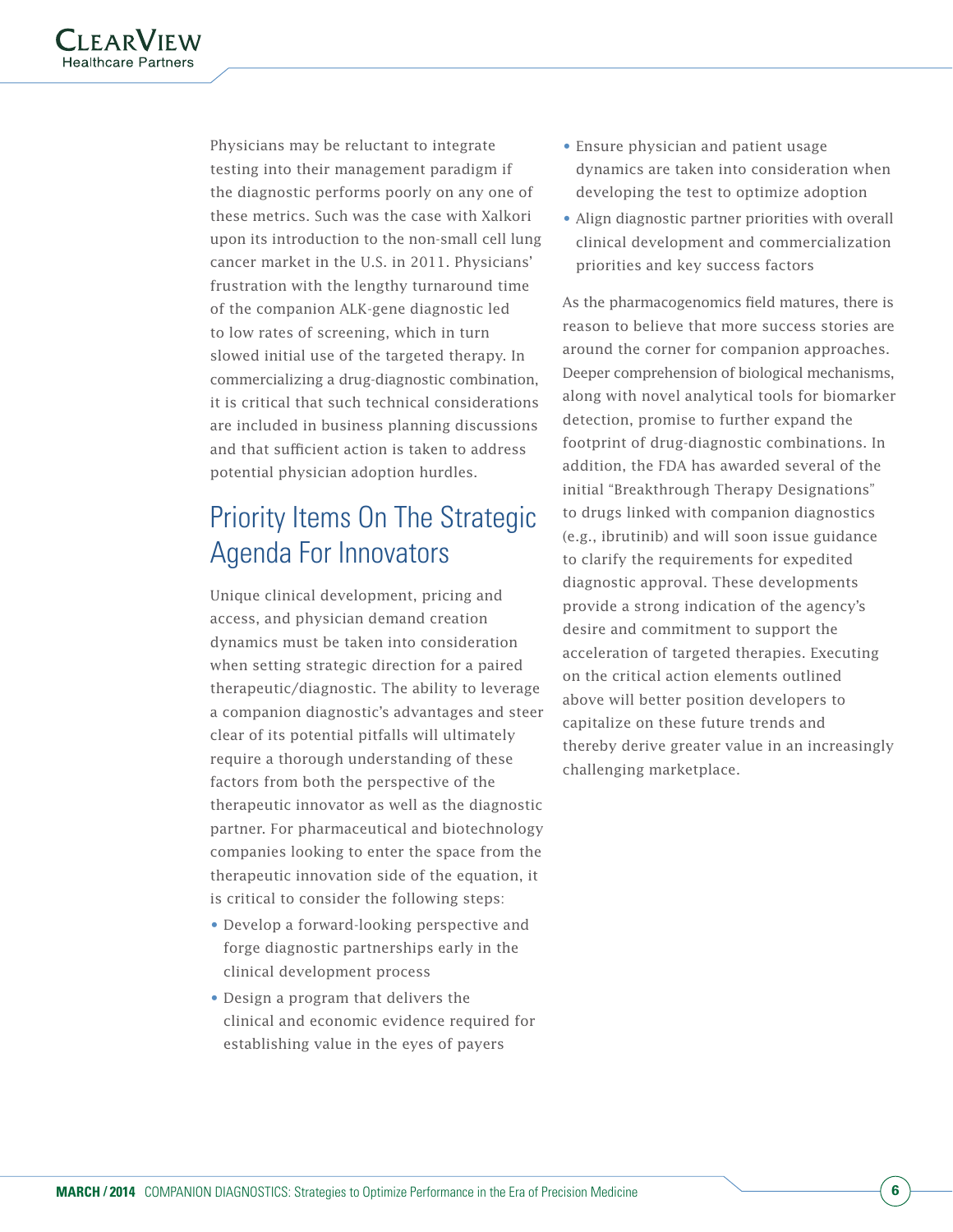Physicians may be reluctant to integrate testing into their management paradigm if the diagnostic performs poorly on any one of these metrics. Such was the case with Xalkori upon its introduction to the non-small cell lung cancer market in the U.S. in 2011. Physicians' frustration with the lengthy turnaround time of the companion ALK-gene diagnostic led to low rates of screening, which in turn slowed initial use of the targeted therapy. In commercializing a drug-diagnostic combination, it is critical that such technical considerations are included in business planning discussions and that sufficient action is taken to address potential physician adoption hurdles.

## Priority Items On The Strategic Agenda For Innovators

Unique clinical development, pricing and access, and physician demand creation dynamics must be taken into consideration when setting strategic direction for a paired therapeutic/diagnostic. The ability to leverage a companion diagnostic's advantages and steer clear of its potential pitfalls will ultimately require a thorough understanding of these factors from both the perspective of the therapeutic innovator as well as the diagnostic partner. For pharmaceutical and biotechnology companies looking to enter the space from the therapeutic innovation side of the equation, it is critical to consider the following steps:

- Develop a forward-looking perspective and forge diagnostic partnerships early in the clinical development process
- Design a program that delivers the clinical and economic evidence required for establishing value in the eyes of payers
- Ensure physician and patient usage dynamics are taken into consideration when developing the test to optimize adoption
- Align diagnostic partner priorities with overall clinical development and commercialization priorities and key success factors

As the pharmacogenomics field matures, there is reason to believe that more success stories are around the corner for companion approaches. Deeper comprehension of biological mechanisms, along with novel analytical tools for biomarker detection, promise to further expand the footprint of drug-diagnostic combinations. In addition, the FDA has awarded several of the initial "Breakthrough Therapy Designations" to drugs linked with companion diagnostics (e.g., ibrutinib) and will soon issue guidance to clarify the requirements for expedited diagnostic approval. These developments provide a strong indication of the agency's desire and commitment to support the acceleration of targeted therapies. Executing on the critical action elements outlined above will better position developers to capitalize on these future trends and thereby derive greater value in an increasingly challenging marketplace.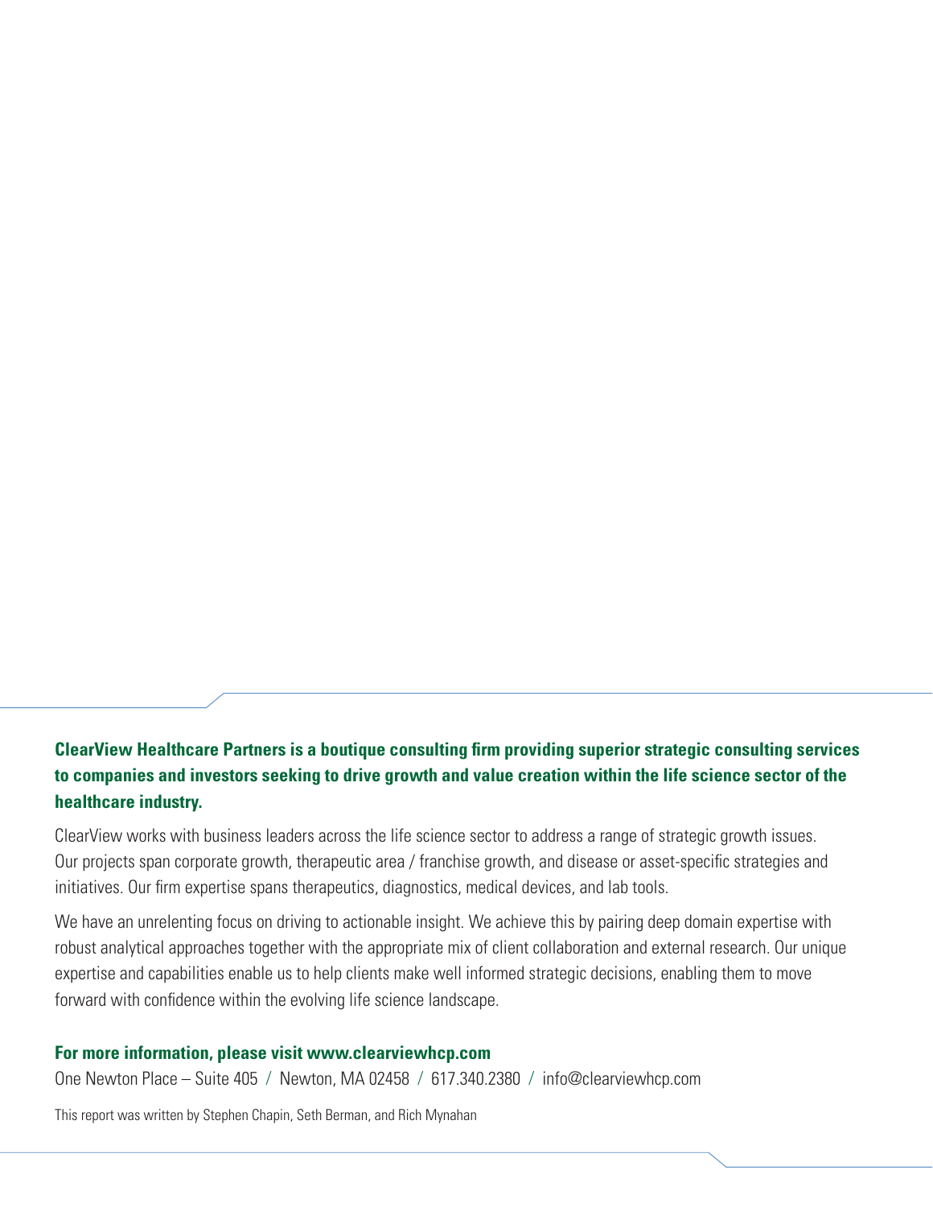**ClearView Healthcare Partners is a boutique consulting firm providing superior strategic consulting services to companies and investors seeking to drive growth and value creation within the life science sector of the healthcare industry.**

ClearView works with business leaders across the life science sector to address a range of strategic growth issues. Our projects span corporate growth, therapeutic area / franchise growth, and disease or asset-specific strategies and initiatives. Our firm expertise spans therapeutics, diagnostics, medical devices, and lab tools.

We have an unrelenting focus on driving to actionable insight. We achieve this by pairing deep domain expertise with robust analytical approaches together with the appropriate mix of client collaboration and external research. Our unique expertise and capabilities enable us to help clients make well informed strategic decisions, enabling them to move forward with confidence within the evolving life science landscape.

**For more information, please visit www.clearviewhcp.com**

One Newton Place – Suite 405 / Newton, MA 02458 / 617.340.2380 / info@clearviewhcp.com

This report was written by Stephen Chapin, Seth Berman, and Rich Mynahan